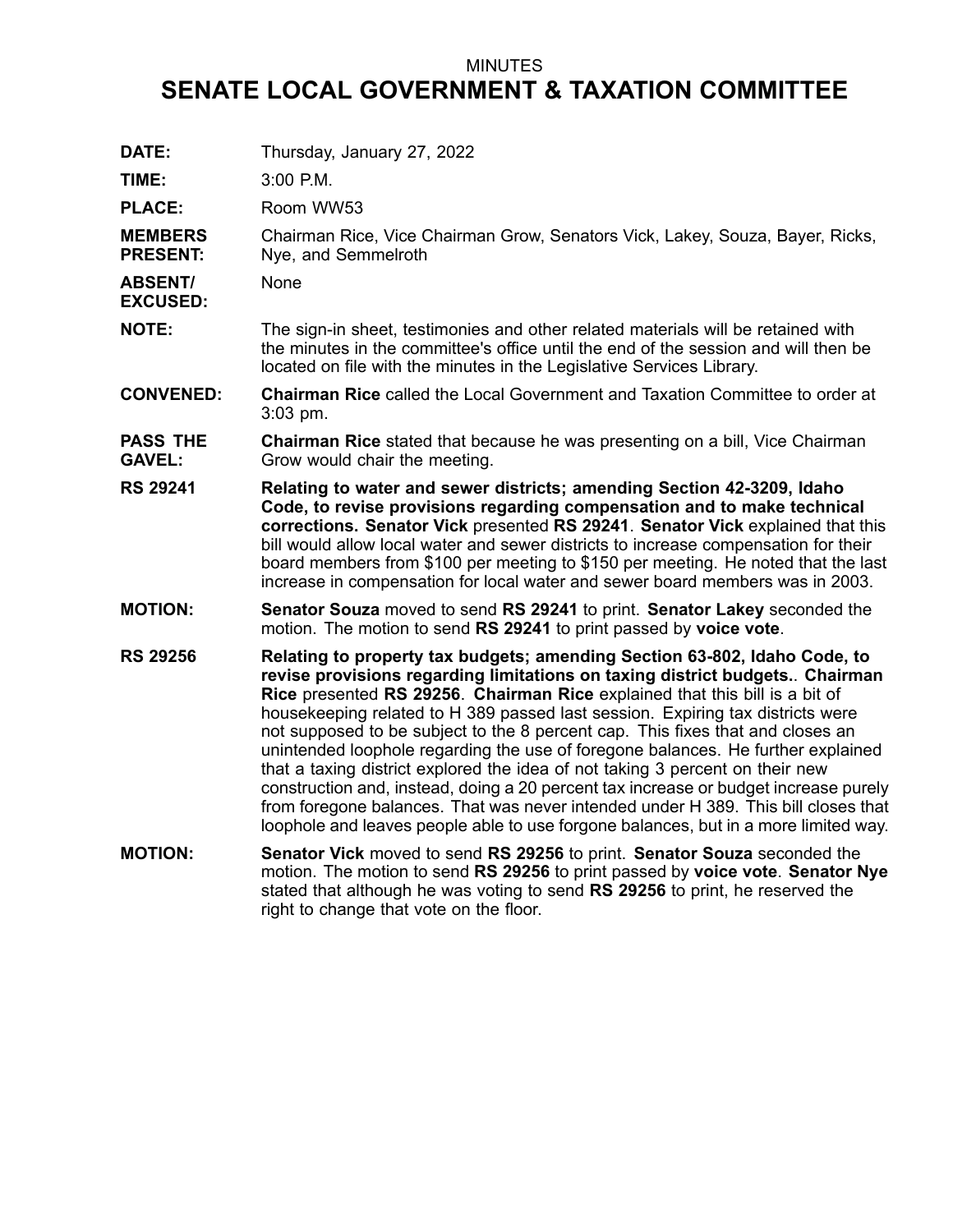MINUTES

# SENATE LOCAL GOVERNMENT & TAXATION COMMITTEE

**DATE:** Thursday, January 27, 2022

**TIME:** 3:00 P.M.

**PLACE:** Room WW53

**MEMBERS PRESENT:** Chairman Rice, Vice Chairman Grow, Senators Vick, Lakey, Souza, Bayer, Ricks, Nye, and Semmelroth

**ABSENT/ EXCUSED:** None

**NOTE:** The sign-in sheet, testimonies and other related materials will be retained with the minutes in the committee's office until the end of the session and will then be located on file with the minutes in the Legislative Services Library.

**CONVENED:** **Chairman Rice** called the Local Government and Taxation Committee to order at 3:03 pm.

**PASS THE GAVEL:** **Chairman Rice** stated that because he was presenting on a bill, Vice Chairman Grow would chair the meeting.

**RS 29241** **Relating to water and sewer districts; amending Section 42-3209, Idaho Code, to revise provisions regarding compensation and to make technical corrections.** **Senator Vick** presented **RS 29241**. **Senator Vick** explained that this bill would allow local water and sewer districts to increase compensation for their board members from $100 per meeting to $150 per meeting. He noted that the last increase in compensation for local water and sewer board members was in 2003.

**MOTION:** **Senator Souza** moved to send **RS 29241** to print. **Senator Lakey** seconded the motion. The motion to send **RS 29241** to print passed by **voice vote**.

**RS 29256** **Relating to property tax budgets; amending Section 63-802, Idaho Code, to revise provisions regarding limitations on taxing district budgets.**. **Chairman Rice** presented **RS 29256**. **Chairman Rice** explained that this bill is a bit of housekeeping related to H 389 passed last session. Expiring tax districts were not supposed to be subject to the 8 percent cap. This fixes that and closes an unintended loophole regarding the use of foregone balances. He further explained that a taxing district explored the idea of not taking 3 percent on their new construction and, instead, doing a 20 percent tax increase or budget increase purely from foregone balances. That was never intended under H 389. This bill closes that loophole and leaves people able to use forgone balances, but in a more limited way.

**MOTION:** **Senator Vick** moved to send **RS 29256** to print. **Senator Souza** seconded the motion. The motion to send **RS 29256** to print passed by **voice vote**. **Senator Nye** stated that although he was voting to send **RS 29256** to print, he reserved the right to change that vote on the floor.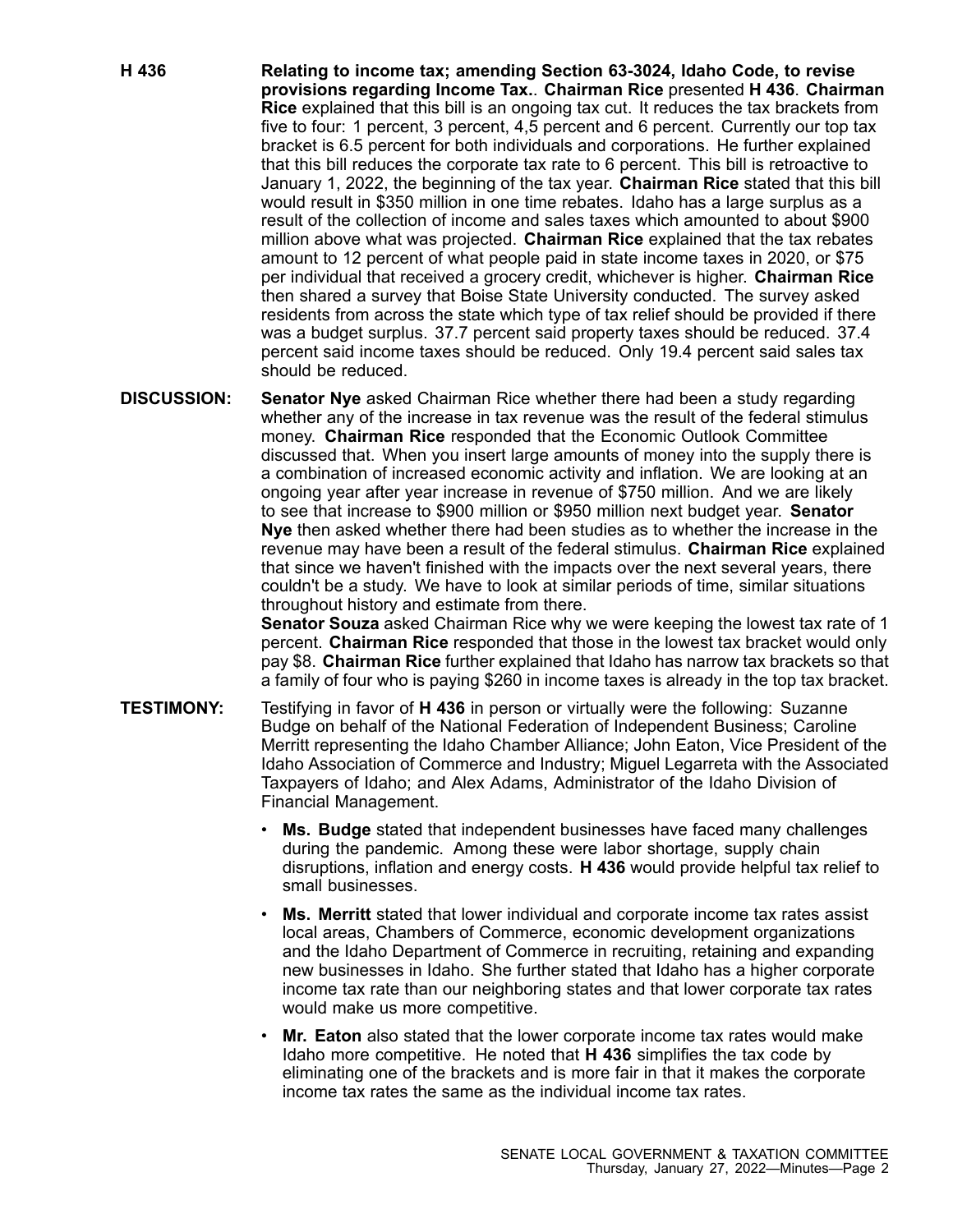**H 436** **Relating to income tax; amending Section 63-3024, Idaho Code, to revise provisions regarding Income Tax.**. **Chairman Rice** presented **H 436**. **Chairman Rice** explained that this bill is an ongoing tax cut. It reduces the tax brackets from five to four: 1 percent, 3 percent, 4,5 percent and 6 percent. Currently our top tax bracket is 6.5 percent for both individuals and corporations. He further explained that this bill reduces the corporate tax rate to 6 percent. This bill is retroactive to January 1, 2022, the beginning of the tax year. **Chairman Rice** stated that this bill would result in $350 million in one time rebates. Idaho has a large surplus as a result of the collection of income and sales taxes which amounted to about $900 million above what was projected. **Chairman Rice** explained that the tax rebates amount to 12 percent of what people paid in state income taxes in 2020, or $75 per individual that received a grocery credit, whichever is higher. **Chairman Rice** then shared a survey that Boise State University conducted. The survey asked residents from across the state which type of tax relief should be provided if there was a budget surplus. 37.7 percent said property taxes should be reduced. 37.4 percent said income taxes should be reduced. Only 19.4 percent said sales tax should be reduced.

**DISCUSSION:** **Senator Nye** asked Chairman Rice whether there had been a study regarding whether any of the increase in tax revenue was the result of the federal stimulus money. **Chairman Rice** responded that the Economic Outlook Committee discussed that. When you insert large amounts of money into the supply there is a combination of increased economic activity and inflation. We are looking at an ongoing year after year increase in revenue of $750 million. And we are likely to see that increase to $900 million or $950 million next budget year. **Senator Nye** then asked whether there had been studies as to whether the increase in the revenue may have been a result of the federal stimulus. **Chairman Rice** explained that since we haven't finished with the impacts over the next several years, there couldn't be a study. We have to look at similar periods of time, similar situations throughout history and estimate from there.

**Senator Souza** asked Chairman Rice why we were keeping the lowest tax rate of 1 percent. **Chairman Rice** responded that those in the lowest tax bracket would only pay $8. **Chairman Rice** further explained that Idaho has narrow tax brackets so that a family of four who is paying $260 in income taxes is already in the top tax bracket.

**TESTIMONY:** Testifying in favor of **H 436** in person or virtually were the following: Suzanne Budge on behalf of the National Federation of Independent Business; Caroline Merritt representing the Idaho Chamber Alliance; John Eaton, Vice President of the Idaho Association of Commerce and Industry; Miguel Legarreta with the Associated Taxpayers of Idaho; and Alex Adams, Administrator of the Idaho Division of Financial Management.

- **Ms. Budge** stated that independent businesses have faced many challenges during the pandemic. Among these were labor shortage, supply chain disruptions, inflation and energy costs. **H 436** would provide helpful tax relief to small businesses.
- **Ms. Merritt** stated that lower individual and corporate income tax rates assist local areas, Chambers of Commerce, economic development organizations and the Idaho Department of Commerce in recruiting, retaining and expanding new businesses in Idaho. She further stated that Idaho has a higher corporate income tax rate than our neighboring states and that lower corporate tax rates would make us more competitive.
- **Mr. Eaton** also stated that the lower corporate income tax rates would make Idaho more competitive. He noted that **H 436** simplifies the tax code by eliminating one of the brackets and is more fair in that it makes the corporate income tax rates the same as the individual income tax rates.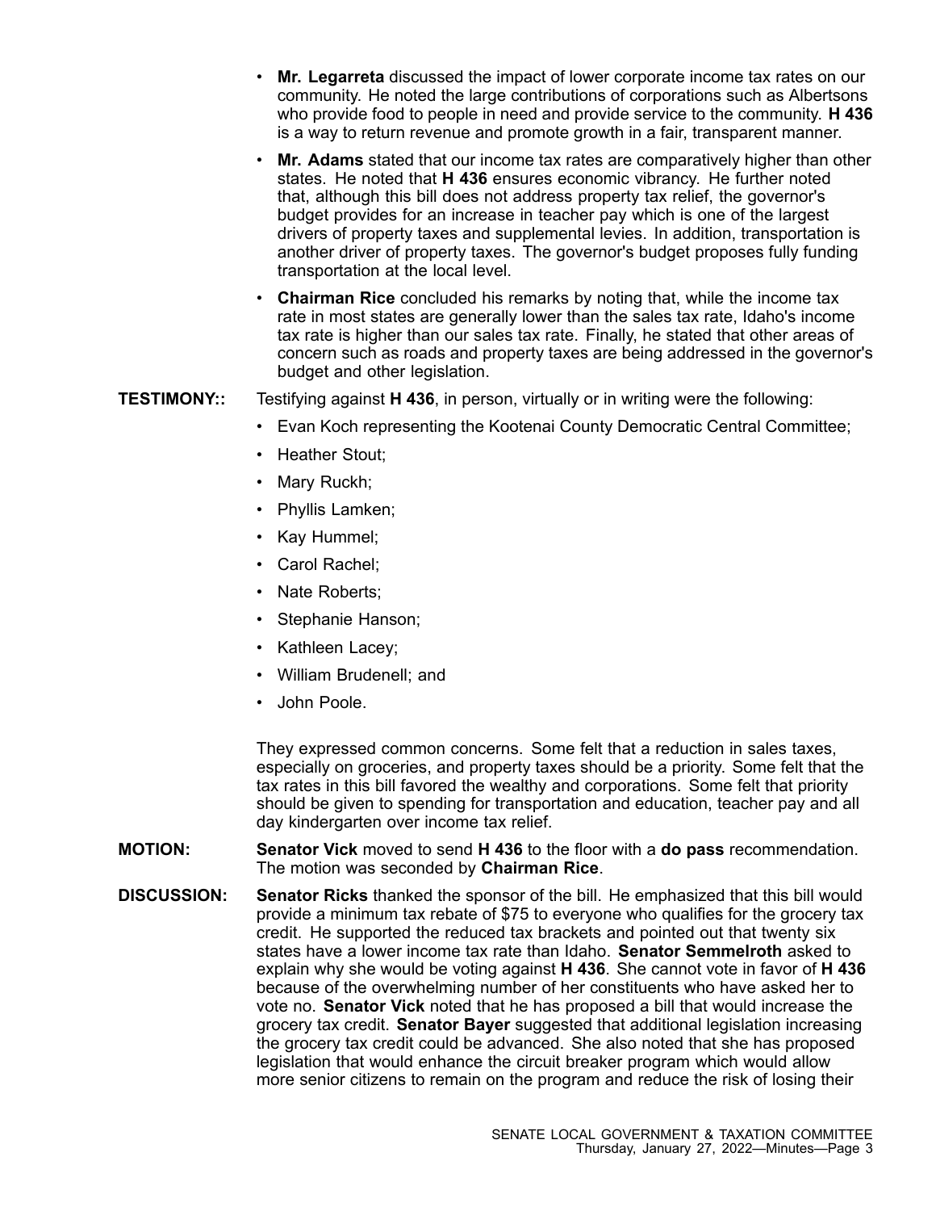- **Mr. Legarreta** discussed the impact of lower corporate income tax rates on our community. He noted the large contributions of corporations such as Albertsons who provide food to people in need and provide service to the community. **H 436** is a way to return revenue and promote growth in a fair, transparent manner.
- **Mr. Adams** stated that our income tax rates are comparatively higher than other states. He noted that **H 436** ensures economic vibrancy. He further noted that, although this bill does not address property tax relief, the governor's budget provides for an increase in teacher pay which is one of the largest drivers of property taxes and supplemental levies. In addition, transportation is another driver of property taxes. The governor's budget proposes fully funding transportation at the local level.
- **Chairman Rice** concluded his remarks by noting that, while the income tax rate in most states are generally lower than the sales tax rate, Idaho's income tax rate is higher than our sales tax rate. Finally, he stated that other areas of concern such as roads and property taxes are being addressed in the governor's budget and other legislation.

**TESTIMONY::** Testifying against **H 436**, in person, virtually or in writing were the following:

- Evan Koch representing the Kootenai County Democratic Central Committee;
- Heather Stout;
- Mary Ruckh;
- Phyllis Lamken;
- Kay Hummel;
- Carol Rachel;
- Nate Roberts;
- Stephanie Hanson;
- Kathleen Lacey;
- William Brudenell; and
- John Poole.

They expressed common concerns. Some felt that a reduction in sales taxes, especially on groceries, and property taxes should be a priority. Some felt that the tax rates in this bill favored the wealthy and corporations. Some felt that priority should be given to spending for transportation and education, teacher pay and all day kindergarten over income tax relief.

**MOTION:** **Senator Vick** moved to send **H 436** to the floor with a **do pass** recommendation. The motion was seconded by **Chairman Rice**.

**DISCUSSION:** **Senator Ricks** thanked the sponsor of the bill. He emphasized that this bill would provide a minimum tax rebate of $75 to everyone who qualifies for the grocery tax credit. He supported the reduced tax brackets and pointed out that twenty six states have a lower income tax rate than Idaho. **Senator Semmelroth** asked to explain why she would be voting against **H 436**. She cannot vote in favor of **H 436** because of the overwhelming number of her constituents who have asked her to vote no. **Senator Vick** noted that he has proposed a bill that would increase the grocery tax credit. **Senator Bayer** suggested that additional legislation increasing the grocery tax credit could be advanced. She also noted that she has proposed legislation that would enhance the circuit breaker program which would allow more senior citizens to remain on the program and reduce the risk of losing their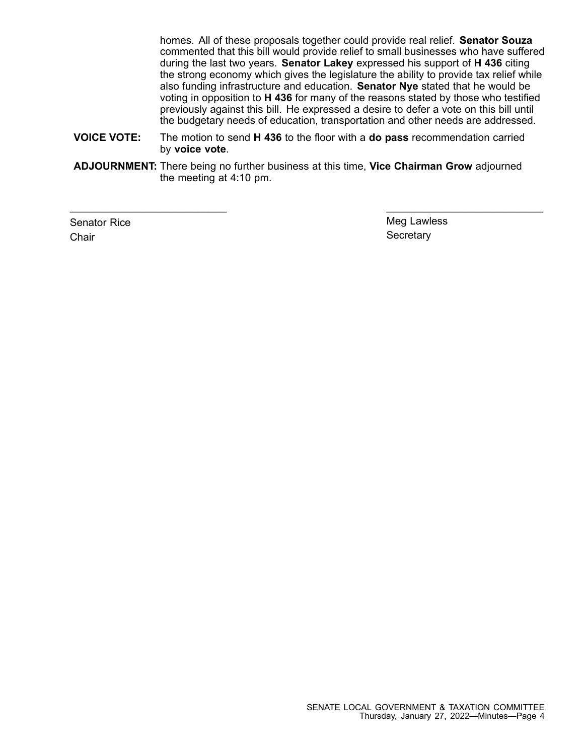homes. All of these proposals together could provide real relief. **Senator Souza** commented that this bill would provide relief to small businesses who have suffered during the last two years. **Senator Lakey** expressed his support of **H 436** citing the strong economy which gives the legislature the ability to provide tax relief while also funding infrastructure and education. **Senator Nye** stated that he would be voting in opposition to **H 436** for many of the reasons stated by those who testified previously against this bill. He expressed a desire to defer a vote on this bill until the budgetary needs of education, transportation and other needs are addressed.

**VOICE VOTE:** The motion to send **H 436** to the floor with a **do pass** recommendation carried by **voice vote**.

**ADJOURNMENT:** There being no further business at this time, **Vice Chairman Grow** adjourned the meeting at 4:10 pm.

___________________________

Senator Rice
Chair

___________________________

Meg Lawless
Secretary